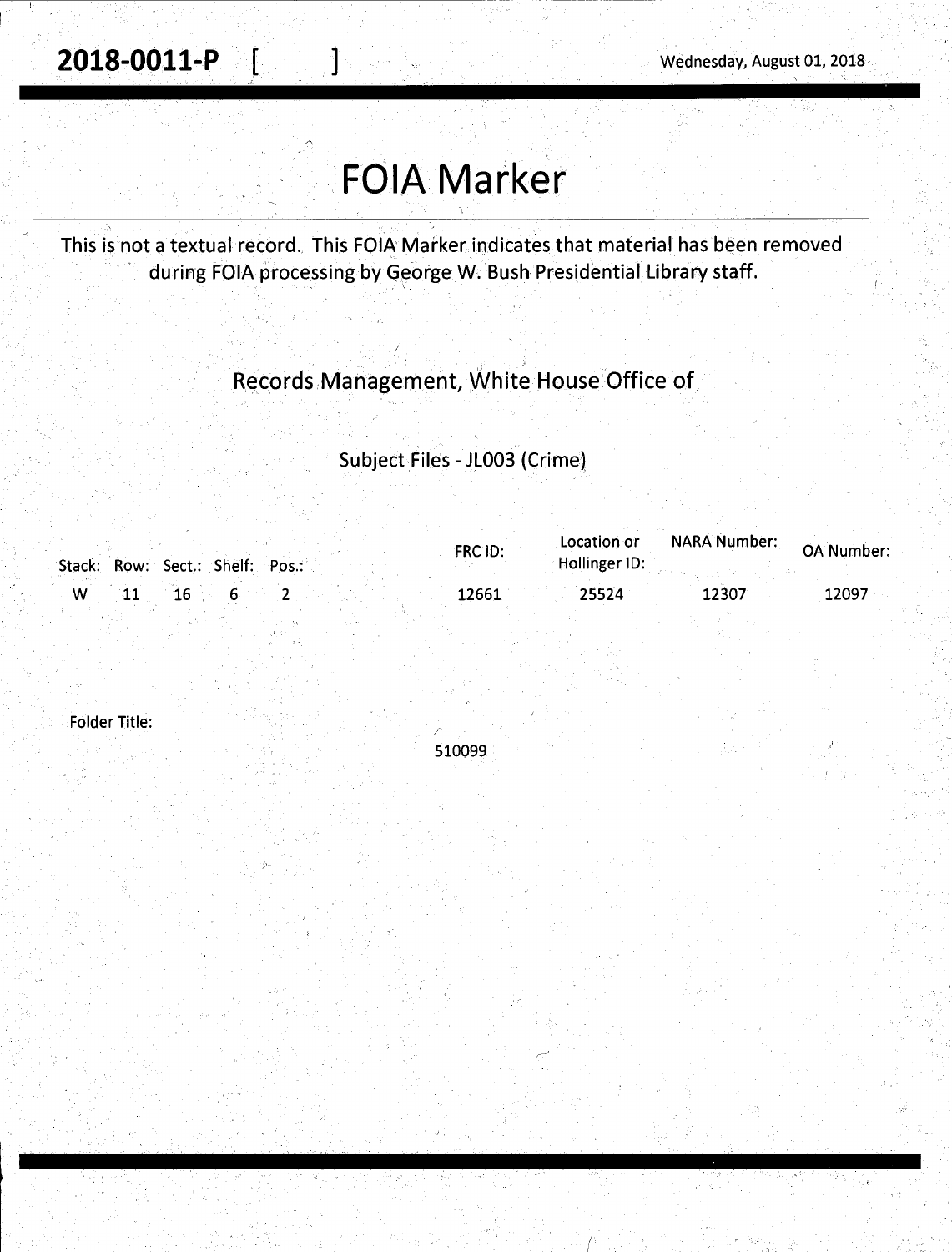**2018-0011-P [ ]** Wednesday, August 01, 2018

# FOIA Marker

This is not a textual record. This FOIA Marker indicates that material has been removed during FOIA processing by George W. Bush Presidential Library staff.

## Records Management, White House Office of

### Subject Files - JL003 (Crime)

| Stack: | Row: | Sect.: | Shelf: | Pos.: | FRC ID: | Location or Hollinger ID: | NARA Number: | OA Number: |
|---|---|---|---|---|---|---|---|---|
| W | 11 | 16 | 6 | 2 | 12661 | 25524 | 12307 | 12097 |

Folder Title:

510099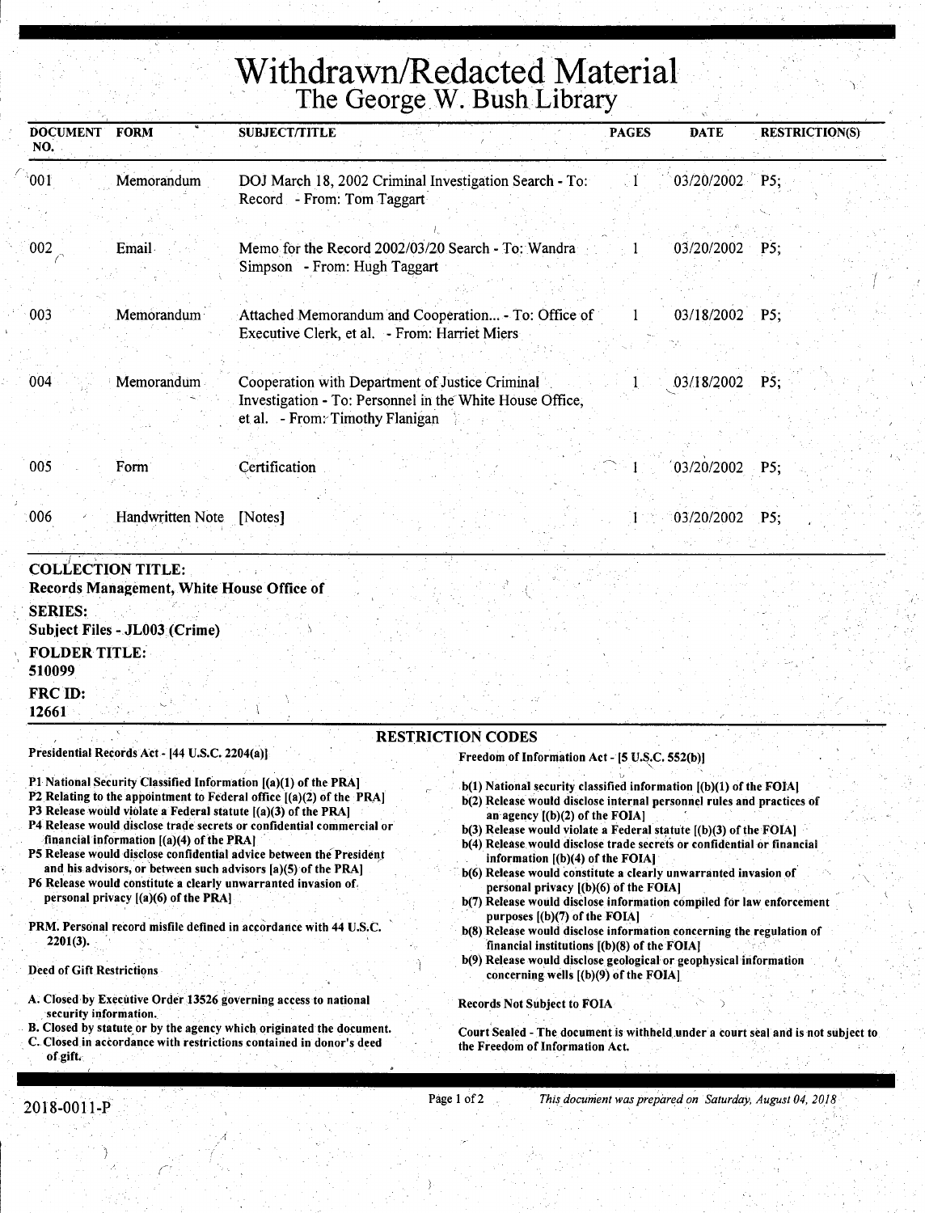# Withdrawn/Redacted Material

## The George W. Bush Library

| DOCUMENT NO. | FORM | SUBJECT/TITLE | PAGES | DATE | RESTRICTION(S) |
|---|---|---|---|---|---|
| 001 | Memorandum | DOJ March 18, 2002 Criminal Investigation Search - To: Record - From: Tom Taggart | 1 | 03/20/2002 | P5; |
| 002 | Email | Memo for the Record 2002/03/20 Search - To: Wandra Simpson - From: Hugh Taggart | 1 | 03/20/2002 | P5; |
| 003 | Memorandum | Attached Memorandum and Cooperation... - To: Office of Executive Clerk, et al. - From: Harriet Miers | 1 | 03/18/2002 | P5; |
| 004 | Memorandum | Cooperation with Department of Justice Criminal Investigation - To: Personnel in the White House Office, et al. - From: Timothy Flanigan | 1 | 03/18/2002 | P5; |
| 005 | Form | Certification | 1 | 03/20/2002 | P5; |
| 006 | Handwritten Note | [Notes] | 1 | 03/20/2002 | P5; |

**COLLECTION TITLE:**
**Records Management, White House Office of**

**SERIES:**
**Subject Files - JL003 (Crime)**

**FOLDER TITLE:**
**510099**

**FRC ID:**
**12661**

### RESTRICTION CODES

**Presidential Records Act - [44 U.S.C. 2204(a)]**

- P1 National Security Classified Information [(a)(1) of the PRA]
- P2 Relating to the appointment to Federal office [(a)(2) of the PRA]
- P3 Release would violate a Federal statute [(a)(3) of the PRA]
- P4 Release would disclose trade secrets or confidential commercial or financial information [(a)(4) of the PRA]
- P5 Release would disclose confidential advice between the President and his advisors, or between such advisors [a)(5) of the PRA]
- P6 Release would constitute a clearly unwarranted invasion of personal privacy [(a)(6) of the PRA]

PRM. Personal record misfile defined in accordance with 44 U.S.C. 2201(3).

Deed of Gift Restrictions

- A. Closed by Executive Order 13526 governing access to national security information.
- B. Closed by statute or by the agency which originated the document.
- C. Closed in accordance with restrictions contained in donor's deed of gift.

**Freedom of Information Act - [5 U.S.C. 552(b)]**

- b(1) National security classified information [(b)(1) of the FOIA]
- b(2) Release would disclose internal personnel rules and practices of an agency [(b)(2) of the FOIA]
- b(3) Release would violate a Federal statute [(b)(3) of the FOIA]
- b(4) Release would disclose trade secrets or confidential or financial information [(b)(4) of the FOIA]
- b(6) Release would constitute a clearly unwarranted invasion of personal privacy [(b)(6) of the FOIA]
- b(7) Release would disclose information compiled for law enforcement purposes [(b)(7) of the FOIA]
- b(8) Release would disclose information concerning the regulation of financial institutions [(b)(8) of the FOIA]
- b(9) Release would disclose geological or geophysical information concerning wells [(b)(9) of the FOIA]

Records Not Subject to FOIA

Court Sealed - The document is withheld under a court seal and is not subject to the Freedom of Information Act.

2018-0011-P

*This document was prepared on Saturday, August 04, 2018*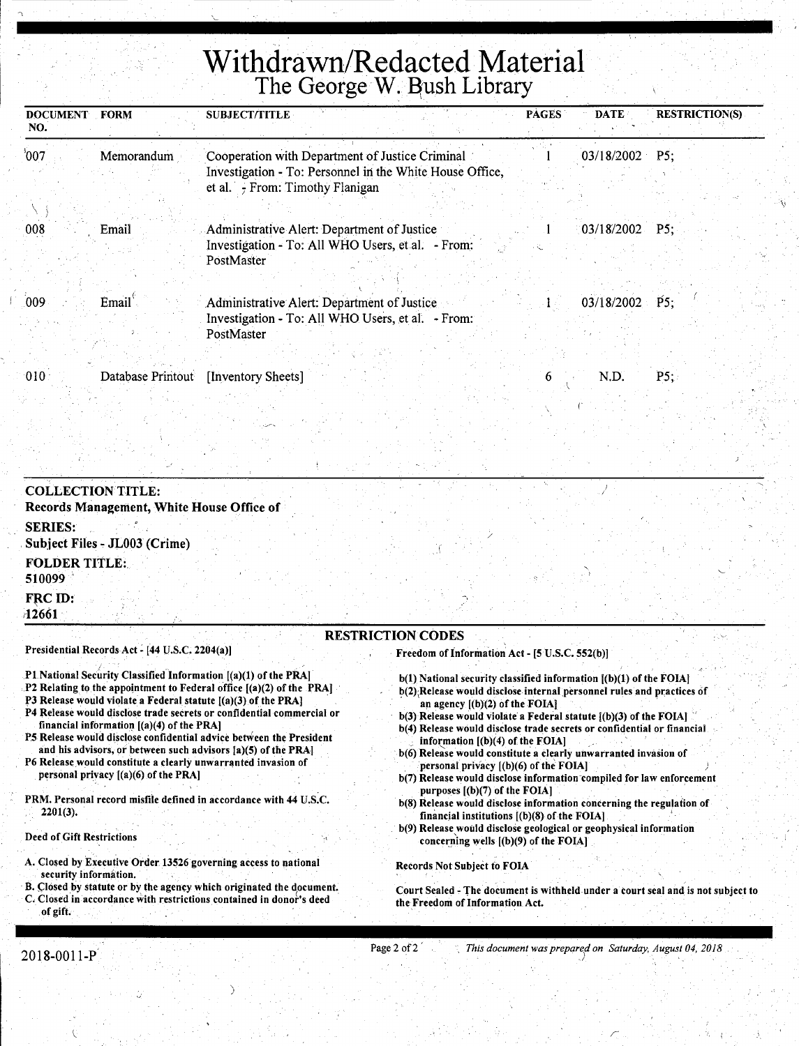# Withdrawn/Redacted Material
## The George W. Bush Library

| DOCUMENT NO. | FORM | SUBJECT/TITLE | PAGES | DATE | RESTRICTION(S) |
|---|---|---|---|---|---|
| 007 | Memorandum | Cooperation with Department of Justice Criminal Investigation - To: Personnel in the White House Office, et al. - From: Timothy Flanigan | 1 | 03/18/2002 | P5; |
| 008 | Email | Administrative Alert: Department of Justice Investigation - To: All WHO Users, et al. - From: PostMaster | 1 | 03/18/2002 | P5; |
| 009 | Email | Administrative Alert: Department of Justice Investigation - To: All WHO Users, et al. - From: PostMaster | 1 | 03/18/2002 | P5; |
| 010 | Database Printout | [Inventory Sheets] | 6 | N.D. | P5; |

**COLLECTION TITLE:**
**Records Management, White House Office of**

**SERIES:**
**Subject Files - JL003 (Crime)**

**FOLDER TITLE:**
**510099**

**FRC ID:**
**12661**

### RESTRICTION CODES

**Presidential Records Act - [44 U.S.C. 2204(a)]**

- P1 National Security Classified Information [(a)(1) of the PRA]
- P2 Relating to the appointment to Federal office [(a)(2) of the PRA]
- P3 Release would violate a Federal statute [(a)(3) of the PRA]
- P4 Release would disclose trade secrets or confidential commercial or financial information [(a)(4) of the PRA]
- P5 Release would disclose confidential advice between the President and his advisors, or between such advisors [a)(5) of the PRA]
- P6 Release would constitute a clearly unwarranted invasion of personal privacy [(a)(6) of the PRA]

PRM. Personal record misfile defined in accordance with 44 U.S.C. 2201(3).

**Deed of Gift Restrictions**

- A. Closed by Executive Order 13526 governing access to national security information.
- B. Closed by statute or by the agency which originated the document.
- C. Closed in accordance with restrictions contained in donor's deed of gift.

**Freedom of Information Act - [5 U.S.C. 552(b)]**

- b(1) National security classified information [(b)(1) of the FOIA]
- b(2) Release would disclose internal personnel rules and practices of an agency [(b)(2) of the FOIA]
- b(3) Release would violate a Federal statute [(b)(3) of the FOIA]
- b(4) Release would disclose trade secrets or confidential or financial information [(b)(4) of the FOIA]
- b(6) Release would constitute a clearly unwarranted invasion of personal privacy [(b)(6) of the FOIA]
- b(7) Release would disclose information compiled for law enforcement purposes [(b)(7) of the FOIA]
- b(8) Release would disclose information concerning the regulation of financial institutions [(b)(8) of the FOIA]
- b(9) Release would disclose geological or geophysical information concerning wells [(b)(9) of the FOIA]

**Records Not Subject to FOIA**

**Court Sealed - The document is withheld under a court seal and is not subject to the Freedom of Information Act.**

2018-0011-P

*This document was prepared on Saturday, August 04, 2018*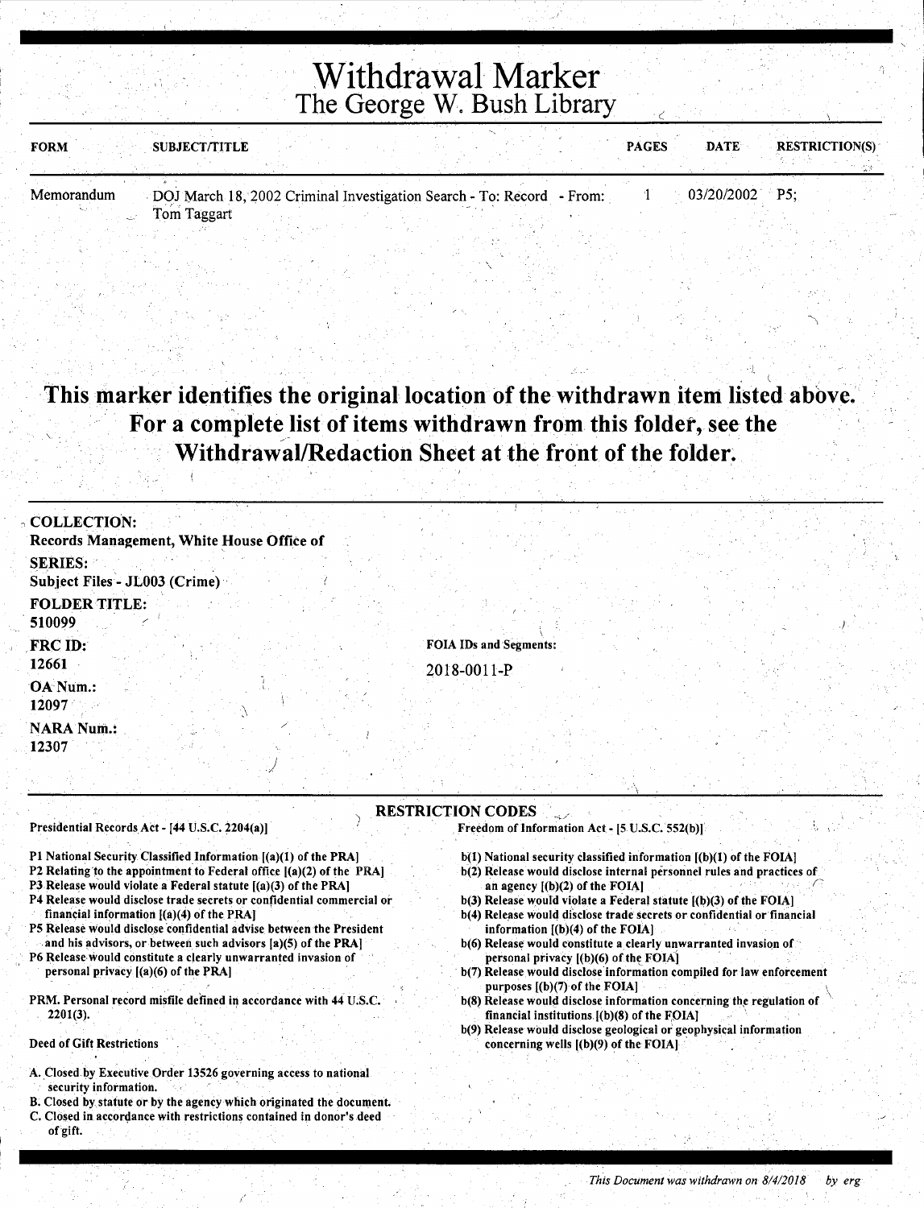# Withdrawal Marker
## The George W. Bush Library

| FORM | SUBJECT/TITLE | PAGES | DATE | RESTRICTION(S) |
| --- | --- | --- | --- | --- |
| Memorandum | DOJ March 18, 2002 Criminal Investigation Search - To: Record - From: Tom Taggart | 1 | 03/20/2002 | P5; |

**This marker identifies the original location of the withdrawn item listed above. For a complete list of items withdrawn from this folder, see the Withdrawal/Redaction Sheet at the front of the folder.**

**COLLECTION:**
Records Management, White House Office of

**SERIES:**
Subject Files - JL003 (Crime)

**FOLDER TITLE:**
510099

**FRC ID:**
12661

**OA Num.:**
12097

**NARA Num.:**
12307

**FOIA IDs and Segments:**

2018-0011-P

**RESTRICTION CODES**

Presidential Records Act - [44 U.S.C. 2204(a)]

P1 National Security Classified Information [(a)(1) of the PRA]
P2 Relating to the appointment to Federal office [(a)(2) of the PRA]
P3 Release would violate a Federal statute [(a)(3) of the PRA]
P4 Release would disclose trade secrets or confidential commercial or financial information [(a)(4) of the PRA]
P5 Release would disclose confidential advise between the President and his advisors, or between such advisors [a)(5) of the PRA]
P6 Release would constitute a clearly unwarranted invasion of personal privacy [(a)(6) of the PRA]

PRM. Personal record misfile defined in accordance with 44 U.S.C. 2201(3).

Deed of Gift Restrictions

A. Closed by Executive Order 13526 governing access to national security information.
B. Closed by statute or by the agency which originated the document.
C. Closed in accordance with restrictions contained in donor's deed of gift.

Freedom of Information Act - [5 U.S.C. 552(b)]

b(1) National security classified information [(b)(1) of the FOIA]
b(2) Release would disclose internal personnel rules and practices of an agency [(b)(2) of the FOIA]
b(3) Release would violate a Federal statute [(b)(3) of the FOIA]
b(4) Release would disclose trade secrets or confidential or financial information [(b)(4) of the FOIA]
b(6) Release would constitute a clearly unwarranted invasion of personal privacy [(b)(6) of the FOIA]
b(7) Release would disclose information compiled for law enforcement purposes [(b)(7) of the FOIA]
b(8) Release would disclose information concerning the regulation of financial institutions [(b)(8) of the FOIA]
b(9) Release would disclose geological or geophysical information concerning wells [(b)(9) of the FOIA]

*This Document was withdrawn on 8/4/2018 by erg*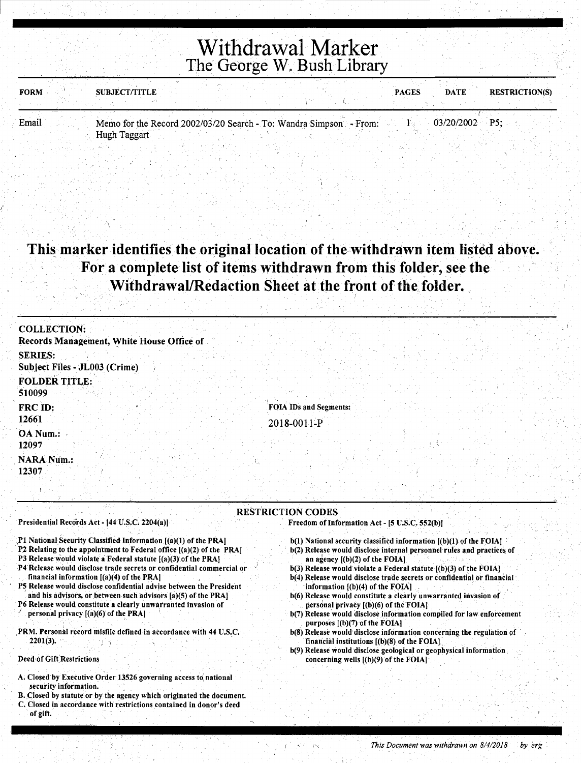# Withdrawal Marker
## The George W. Bush Library

| FORM | SUBJECT/TITLE | PAGES | DATE | RESTRICTION(S) |
|---|---|---|---|---|
| Email | Memo for the Record 2002/03/20 Search - To: Wandra Simpson - From: Hugh Taggart | 1 | 03/20/2002 | P5; |

**This marker identifies the original location of the withdrawn item listed above. For a complete list of items withdrawn from this folder, see the Withdrawal/Redaction Sheet at the front of the folder.**

**COLLECTION:**
Records Management, White House Office of

**SERIES:**
Subject Files - JL003 (Crime)

**FOLDER TITLE:**
510099

**FRC ID:**
12661

**OA Num.:**
12097

**NARA Num.:**
12307

**FOIA IDs and Segments:**
2018-0011-P

### RESTRICTION CODES

Presidential Records Act - [44 U.S.C. 2204(a)]

P1 National Security Classified Information [(a)(1) of the PRA]
P2 Relating to the appointment to Federal office [(a)(2) of the PRA]
P3 Release would violate a Federal statute [(a)(3) of the PRA]
P4 Release would disclose trade secrets or confidential commercial or financial information [(a)(4) of the PRA]
P5 Release would disclose confidential advise between the President and his advisors, or between such advisors [a)(5) of the PRA]
P6 Release would constitute a clearly unwarranted invasion of personal privacy [(a)(6) of the PRA]

PRM. Personal record misfile defined in accordance with 44 U.S.C. 2201(3).

Deed of Gift Restrictions

A. Closed by Executive Order 13526 governing access to national security information.
B. Closed by statute or by the agency which originated the document.
C. Closed in accordance with restrictions contained in donor's deed of gift.

Freedom of Information Act - [5 U.S.C. 552(b)]

b(1) National security classified information [(b)(1) of the FOIA]
b(2) Release would disclose internal personnel rules and practices of an agency [(b)(2) of the FOIA]
b(3) Release would violate a Federal statute [(b)(3) of the FOIA]
b(4) Release would disclose trade secrets or confidential or financial information [(b)(4) of the FOIA]
b(6) Release would constitute a clearly unwarranted invasion of personal privacy [(b)(6) of the FOIA]
b(7) Release would disclose information compiled for law enforcement purposes [(b)(7) of the FOIA]
b(8) Release would disclose information concerning the regulation of financial institutions [(b)(8) of the FOIA]
b(9) Release would disclose geological or geophysical information concerning wells [(b)(9) of the FOIA]

*This Document was withdrawn on 8/4/2018 by erg*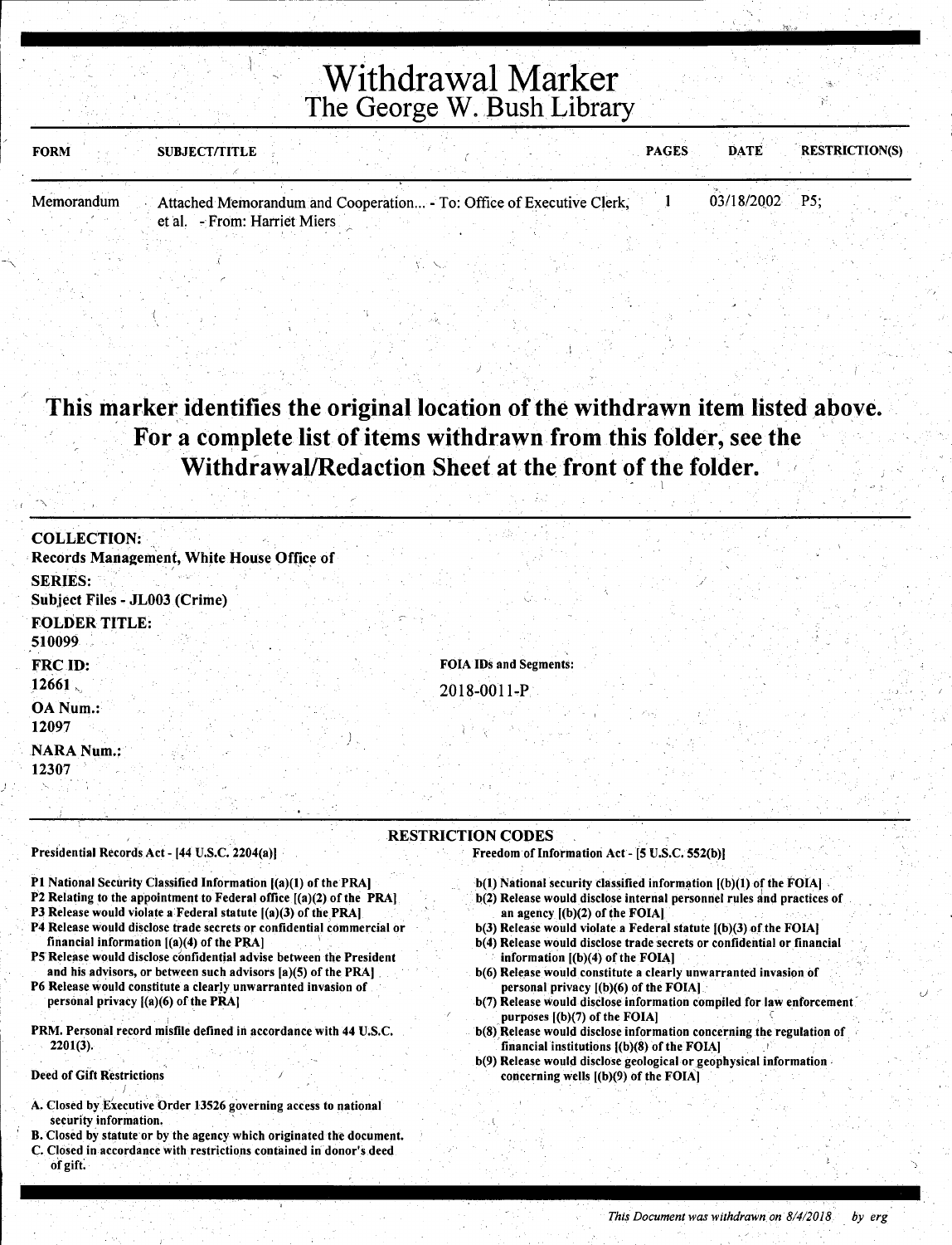# Withdrawal Marker
## The George W. Bush Library

| FORM | SUBJECT/TITLE | PAGES | DATE | RESTRICTION(S) |
|---|---|---|---|---|
| Memorandum | Attached Memorandum and Cooperation... - To: Office of Executive Clerk, et al. - From: Harriet Miers | 1 | 03/18/2002 | P5; |

**This marker identifies the original location of the withdrawn item listed above. For a complete list of items withdrawn from this folder, see the Withdrawal/Redaction Sheet at the front of the folder.**

**COLLECTION:**
Records Management, White House Office of

**SERIES:**
Subject Files - JL003 (Crime)

**FOLDER TITLE:**
510099

**FRC ID:**
12661

**OA Num.:**
12097

**NARA Num.:**
12307

**FOIA IDs and Segments:**

2018-0011-P

## RESTRICTION CODES

**Presidential Records Act - [44 U.S.C. 2204(a)]**

- P1 National Security Classified Information [(a)(1) of the PRA]
- P2 Relating to the appointment to Federal office [(a)(2) of the PRA]
- P3 Release would violate a Federal statute [(a)(3) of the PRA]
- P4 Release would disclose trade secrets or confidential commercial or financial information [(a)(4) of the PRA]
- P5 Release would disclose confidential advise between the President and his advisors, or between such advisors [a)(5) of the PRA]
- P6 Release would constitute a clearly unwarranted invasion of personal privacy [(a)(6) of the PRA]

PRM. Personal record misfile defined in accordance with 44 U.S.C. 2201(3).

**Deed of Gift Restrictions**

- A. Closed by Executive Order 13526 governing access to national security information.
- B. Closed by statute or by the agency which originated the document.
- C. Closed in accordance with restrictions contained in donor's deed of gift.

**Freedom of Information Act - [5 U.S.C. 552(b)]**

- b(1) National security classified information [(b)(1) of the FOIA]
- b(2) Release would disclose internal personnel rules and practices of an agency [(b)(2) of the FOIA]
- b(3) Release would violate a Federal statute [(b)(3) of the FOIA]
- b(4) Release would disclose trade secrets or confidential or financial information [(b)(4) of the FOIA]
- b(6) Release would constitute a clearly unwarranted invasion of personal privacy [(b)(6) of the FOIA]
- b(7) Release would disclose information compiled for law enforcement purposes [(b)(7) of the FOIA]
- b(8) Release would disclose information concerning the regulation of financial institutions [(b)(8) of the FOIA]
- b(9) Release would disclose geological or geophysical information concerning wells [(b)(9) of the FOIA]

*This Document was withdrawn on 8/4/2018 by erg*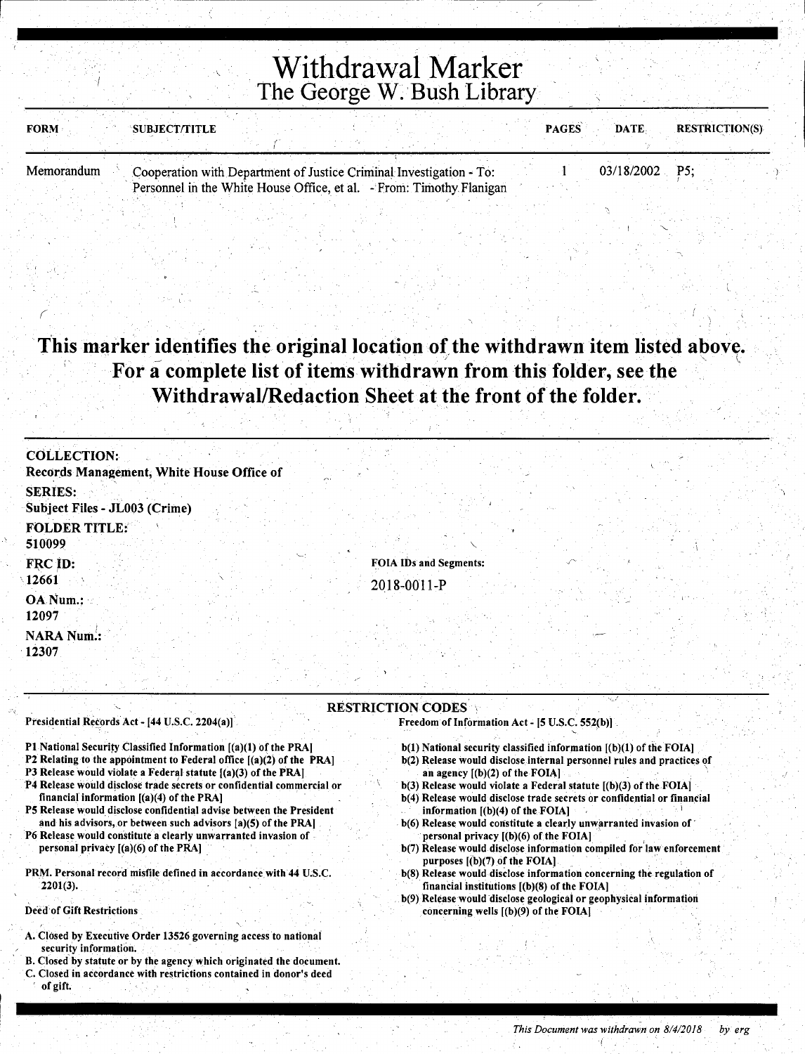# Withdrawal Marker
## The George W. Bush Library

| FORM | SUBJECT/TITLE | PAGES | DATE | RESTRICTION(S) |
| --- | --- | --- | --- | --- |
| Memorandum | Cooperation with Department of Justice Criminal Investigation - To: Personnel in the White House Office, et al. - From: Timothy Flanigan | 1 | 03/18/2002 | P5; |

**This marker identifies the original location of the withdrawn item listed above. For a complete list of items withdrawn from this folder, see the Withdrawal/Redaction Sheet at the front of the folder.**

**COLLECTION:**
Records Management, White House Office of

**SERIES:**
Subject Files - JL003 (Crime)

**FOLDER TITLE:**
510099

**FRC ID:**
12661

**OA Num.:**
12097

**NARA Num.:**
12307

**FOIA IDs and Segments:**
2018-0011-P

### RESTRICTION CODES

Presidential Records Act - [44 U.S.C. 2204(a)]

- P1 National Security Classified Information [(a)(1) of the PRA]
- P2 Relating to the appointment to Federal office [(a)(2) of the PRA]
- P3 Release would violate a Federal statute [(a)(3) of the PRA]
- P4 Release would disclose trade secrets or confidential commercial or financial information [(a)(4) of the PRA]
- P5 Release would disclose confidential advise between the President and his advisors, or between such advisors [a)(5) of the PRA]
- P6 Release would constitute a clearly unwarranted invasion of personal privacy [(a)(6) of the PRA]

PRM. Personal record misfile defined in accordance with 44 U.S.C. 2201(3).

Deed of Gift Restrictions

- A. Closed by Executive Order 13526 governing access to national security information.
- B. Closed by statute or by the agency which originated the document.
- C. Closed in accordance with restrictions contained in donor's deed of gift.

Freedom of Information Act - [5 U.S.C. 552(b)]

- b(1) National security classified information [(b)(1) of the FOIA]
- b(2) Release would disclose internal personnel rules and practices of an agency [(b)(2) of the FOIA]
- b(3) Release would violate a Federal statute [(b)(3) of the FOIA]
- b(4) Release would disclose trade secrets or confidential or financial information [(b)(4) of the FOIA]
- b(6) Release would constitute a clearly unwarranted invasion of personal privacy [(b)(6) of the FOIA]
- b(7) Release would disclose information compiled for law enforcement purposes [(b)(7) of the FOIA]
- b(8) Release would disclose information concerning the regulation of financial institutions [(b)(8) of the FOIA]
- b(9) Release would disclose geological or geophysical information concerning wells [(b)(9) of the FOIA]

*This Document was withdrawn on 8/4/2018 by erg*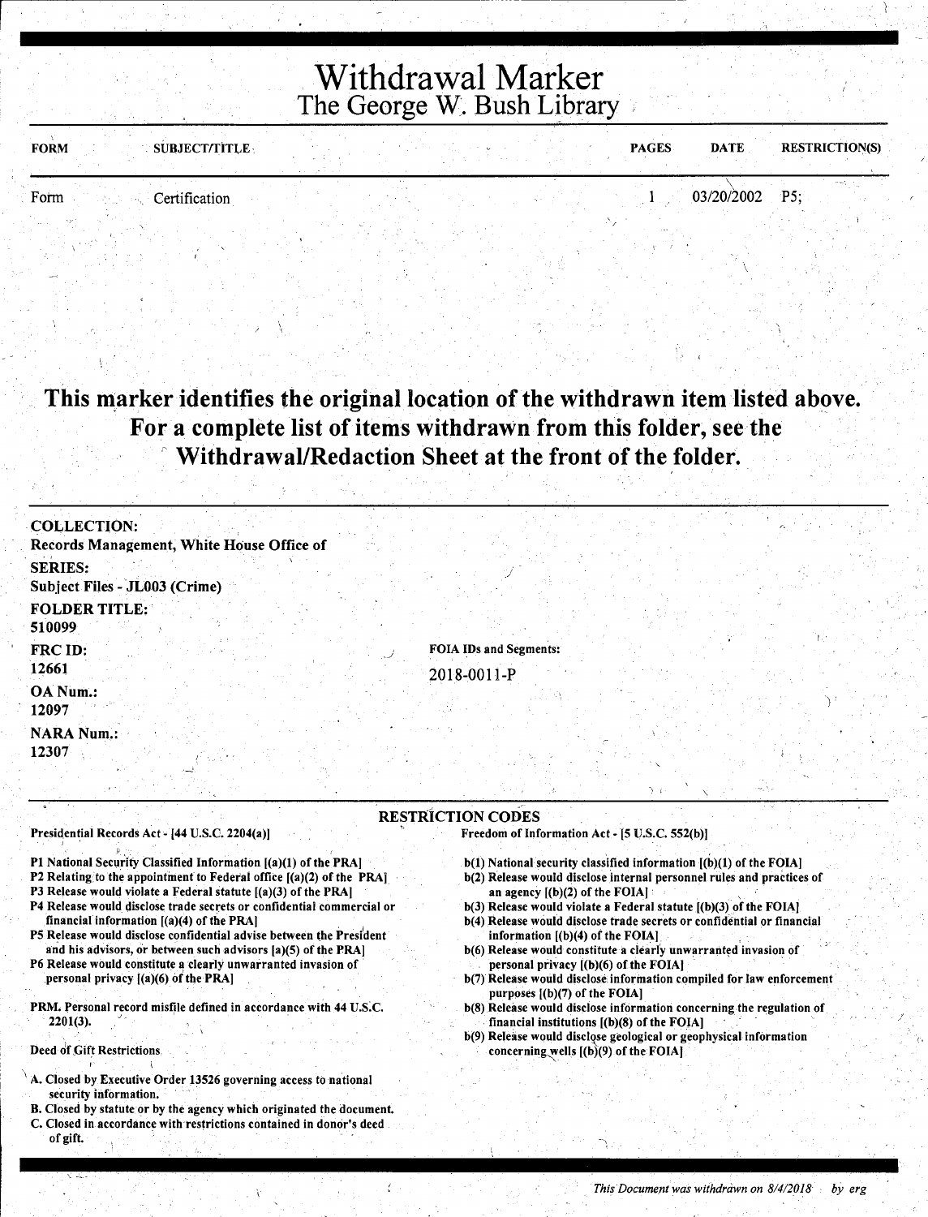# Withdrawal Marker
## The George W. Bush Library

| FORM | SUBJECT/TITLE | PAGES | DATE | RESTRICTION(S) |
|---|---|---|---|---|
| Form | Certification | 1 | 03/20/2002 | P5; |

**This marker identifies the original location of the withdrawn item listed above. For a complete list of items withdrawn from this folder, see the Withdrawal/Redaction Sheet at the front of the folder.**

**COLLECTION:**
**Records Management, White House Office of**

**SERIES:**
**Subject Files - JL003 (Crime)**

**FOLDER TITLE:**
**510099**

**FRC ID:**
**12661**

**OA Num.:**
**12097**

**NARA Num.:**
**12307**

**FOIA IDs and Segments:**

2018-0011-P

### RESTRICTION CODES

**Presidential Records Act - [44 U.S.C. 2204(a)]**

- **P1** National Security Classified Information [(a)(1) of the PRA]
- **P2** Relating to the appointment to Federal office [(a)(2) of the PRA]
- **P3** Release would violate a Federal statute [(a)(3) of the PRA]
- **P4** Release would disclose trade secrets or confidential commercial or financial information [(a)(4) of the PRA]
- **P5** Release would disclose confidential advise between the President and his advisors, or between such advisors [a)(5) of the PRA]
- **P6** Release would constitute a clearly unwarranted invasion of personal privacy [(a)(6) of the PRA]

**PRM.** Personal record misfile defined in accordance with 44 U.S.C. 2201(3).

**Deed of Gift Restrictions**

- **A.** Closed by Executive Order 13526 governing access to national security information.
- **B.** Closed by statute or by the agency which originated the document.
- **C.** Closed in accordance with restrictions contained in donor's deed of gift.

**Freedom of Information Act - [5 U.S.C. 552(b)]**

- **b(1)** National security classified information [(b)(1) of the FOIA]
- **b(2)** Release would disclose internal personnel rules and practices of an agency [(b)(2) of the FOIA]
- **b(3)** Release would violate a Federal statute [(b)(3) of the FOIA]
- **b(4)** Release would disclose trade secrets or confidential or financial information [(b)(4) of the FOIA]
- **b(6)** Release would constitute a clearly unwarranted invasion of personal privacy [(b)(6) of the FOIA]
- **b(7)** Release would disclose information compiled for law enforcement purposes [(b)(7) of the FOIA]
- **b(8)** Release would disclose information concerning the regulation of financial institutions [(b)(8) of the FOIA]
- **b(9)** Release would disclose geological or geophysical information concerning wells [(b)(9) of the FOIA]

*This Document was withdrawn on 8/4/2018 by erg*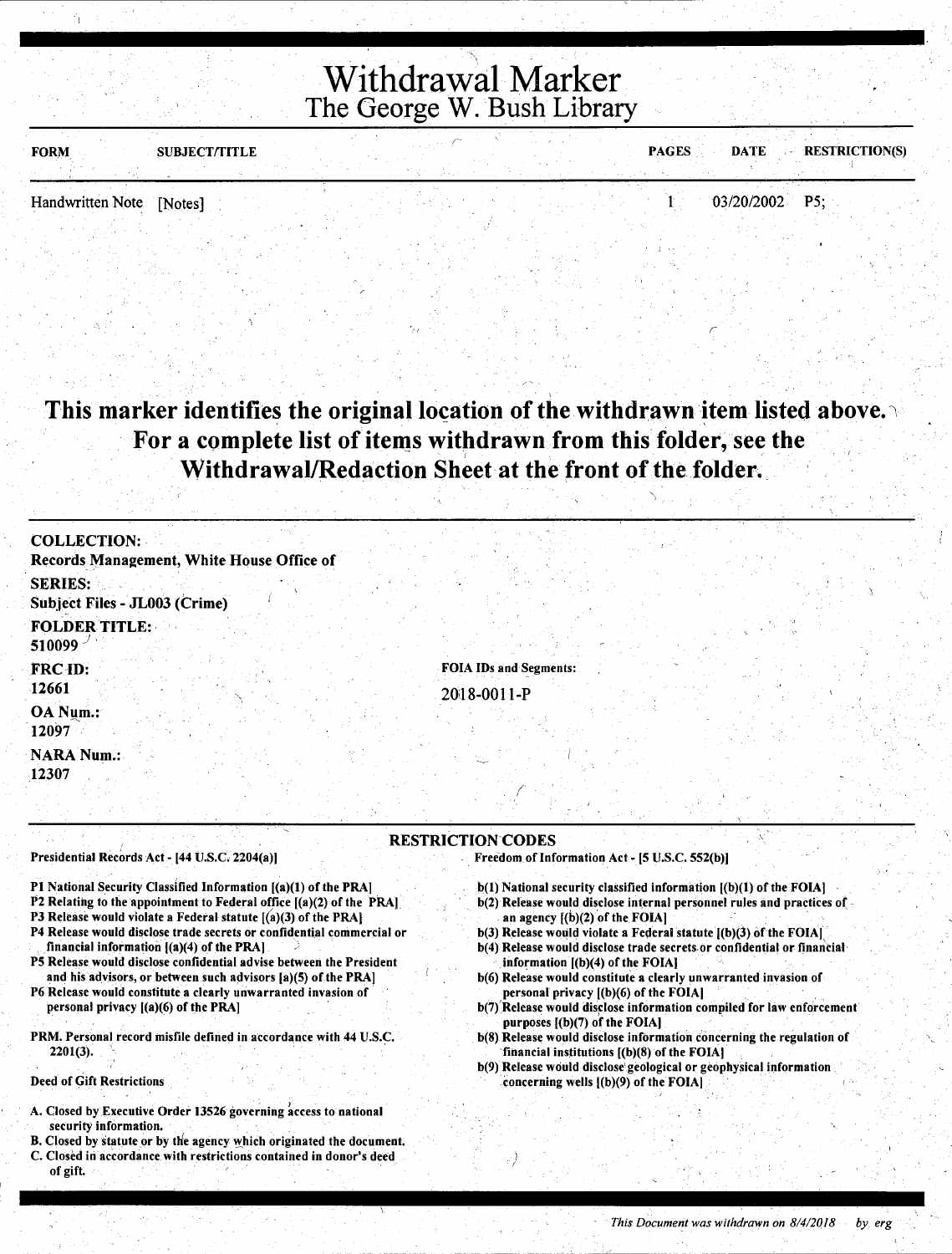# Withdrawal Marker

## The George W. Bush Library

| FORM | SUBJECT/TITLE | PAGES | DATE | RESTRICTION(S) |
|---|---|---|---|---|
| Handwritten Note | [Notes] | 1 | 03/20/2002 | P5; |

**This marker identifies the original location of the withdrawn item listed above. For a complete list of items withdrawn from this folder, see the Withdrawal/Redaction Sheet at the front of the folder.**

**COLLECTION:**
Records Management, White House Office of

**SERIES:**
Subject Files - JL003 (Crime)

**FOLDER TITLE:**
510099

**FRC ID:**
12661

**FOIA IDs and Segments:**
2018-0011-P

**OA Num.:**
12097

**NARA Num.:**
12307

### RESTRICTION CODES

Presidential Records Act - [44 U.S.C. 2204(a)]

P1 National Security Classified Information [(a)(1) of the PRA]
P2 Relating to the appointment to Federal office [(a)(2) of the PRA]
P3 Release would violate a Federal statute [(a)(3) of the PRA]
P4 Release would disclose trade secrets or confidential commercial or financial information [(a)(4) of the PRA]
P5 Release would disclose confidential advise between the President and his advisors, or between such advisors [a)(5) of the PRA]
P6 Release would constitute a clearly unwarranted invasion of personal privacy [(a)(6) of the PRA]

PRM. Personal record misfile defined in accordance with 44 U.S.C. 2201(3).

Deed of Gift Restrictions

A. Closed by Executive Order 13526 governing access to national security information.
B. Closed by statute or by the agency which originated the document.
C. Closed in accordance with restrictions contained in donor's deed of gift.

Freedom of Information Act - [5 U.S.C. 552(b)]

b(1) National security classified information [(b)(1) of the FOIA]
b(2) Release would disclose internal personnel rules and practices of an agency [(b)(2) of the FOIA]
b(3) Release would violate a Federal statute [(b)(3) of the FOIA]
b(4) Release would disclose trade secrets or confidential or financial information [(b)(4) of the FOIA]
b(6) Release would constitute a clearly unwarranted invasion of personal privacy [(b)(6) of the FOIA]
b(7) Release would disclose information compiled for law enforcement purposes [(b)(7) of the FOIA]
b(8) Release would disclose information concerning the regulation of financial institutions [(b)(8) of the FOIA]
b(9) Release would disclose geological or geophysical information concerning wells [(b)(9) of the FOIA]

*This Document was withdrawn on 8/4/2018 by erg*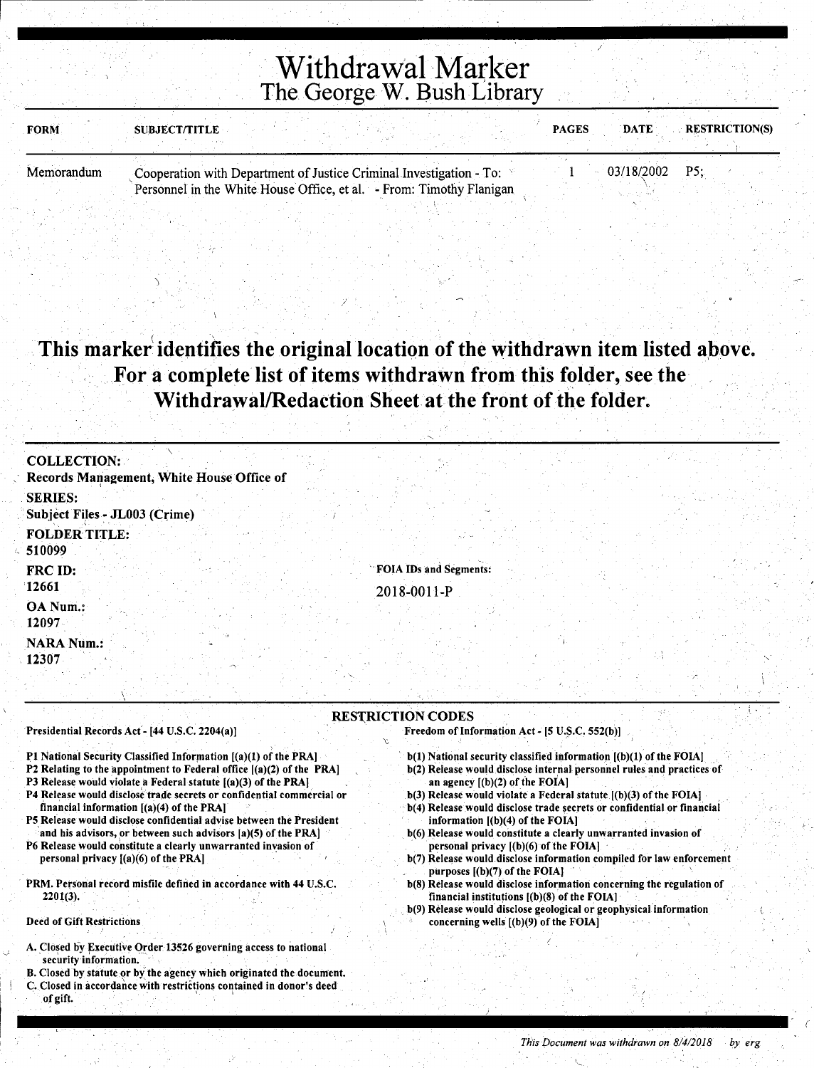# Withdrawal Marker

## The George W. Bush Library

| FORM | SUBJECT/TITLE | PAGES | DATE | RESTRICTION(S) |
| --- | --- | --- | --- | --- |
| Memorandum | Cooperation with Department of Justice Criminal Investigation - To: Personnel in the White House Office, et al. - From: Timothy Flanigan | 1 | 03/18/2002 | P5; |

**This marker identifies the original location of the withdrawn item listed above. For a complete list of items withdrawn from this folder, see the Withdrawal/Redaction Sheet at the front of the folder.**

**COLLECTION:**
Records Management, White House Office of

**SERIES:**
Subject Files - JL003 (Crime)

**FOLDER TITLE:**
510099

**FRC ID:**
12661

**OA Num.:**
12097

**NARA Num.:**
12307

**FOIA IDs and Segments:**
2018-0011-P

### RESTRICTION CODES

Presidential Records Act - [44 U.S.C. 2204(a)]

- P1 National Security Classified Information [(a)(1) of the PRA]
- P2 Relating to the appointment to Federal office [(a)(2) of the PRA]
- P3 Release would violate a Federal statute [(a)(3) of the PRA]
- P4 Release would disclose trade secrets or confidential commercial or financial information [(a)(4) of the PRA]
- P5 Release would disclose confidential advise between the President and his advisors, or between such advisors [a)(5) of the PRA]
- P6 Release would constitute a clearly unwarranted invasion of personal privacy [(a)(6) of the PRA]

PRM. Personal record misfile defined in accordance with 44 U.S.C. 2201(3).

Deed of Gift Restrictions

- A. Closed by Executive Order 13526 governing access to national security information.
- B. Closed by statute or by the agency which originated the document.
- C. Closed in accordance with restrictions contained in donor's deed of gift.

Freedom of Information Act - [5 U.S.C. 552(b)]

- b(1) National security classified information [(b)(1) of the FOIA]
- b(2) Release would disclose internal personnel rules and practices of an agency [(b)(2) of the FOIA]
- b(3) Release would violate a Federal statute [(b)(3) of the FOIA]
- b(4) Release would disclose trade secrets or confidential or financial information [(b)(4) of the FOIA]
- b(6) Release would constitute a clearly unwarranted invasion of personal privacy [(b)(6) of the FOIA]
- b(7) Release would disclose information compiled for law enforcement purposes [(b)(7) of the FOIA]
- b(8) Release would disclose information concerning the regulation of financial institutions [(b)(8) of the FOIA]
- b(9) Release would disclose geological or geophysical information concerning wells [(b)(9) of the FOIA]

*This Document was withdrawn on 8/4/2018 by erg*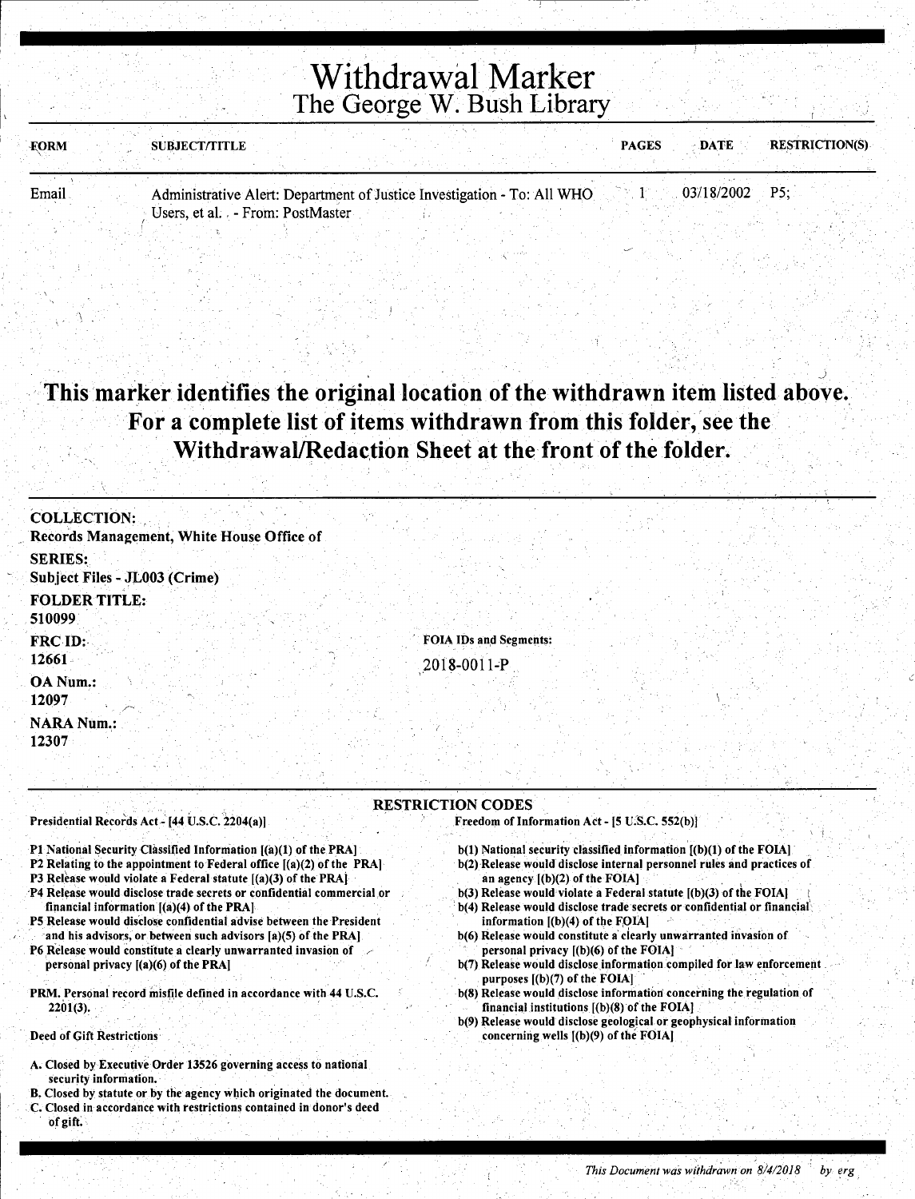# Withdrawal Marker
## The George W. Bush Library

| FORM | SUBJECT/TITLE | PAGES | DATE | RESTRICTION(S) |
|---|---|---|---|---|
| Email | Administrative Alert: Department of Justice Investigation - To: All WHO Users, et al. - From: PostMaster | 1 | 03/18/2002 | P5; |

**This marker identifies the original location of the withdrawn item listed above. For a complete list of items withdrawn from this folder, see the Withdrawal/Redaction Sheet at the front of the folder.**

**COLLECTION:**
Records Management, White House Office of

**SERIES:**
Subject Files - JL003 (Crime)

**FOLDER TITLE:**
510099

**FRC ID:**
12661

**OA Num.:**
12097

**NARA Num.:**
12307

**FOIA IDs and Segments:**
2018-0011-P

### RESTRICTION CODES

Presidential Records Act - [44 U.S.C. 2204(a)]

- P1 National Security Classified Information [(a)(1) of the PRA]
- P2 Relating to the appointment to Federal office [(a)(2) of the PRA]
- P3 Release would violate a Federal statute [(a)(3) of the PRA]
- P4 Release would disclose trade secrets or confidential commercial or financial information [(a)(4) of the PRA]
- P5 Release would disclose confidential advise between the President and his advisors, or between such advisors [a)(5) of the PRA]
- P6 Release would constitute a clearly unwarranted invasion of personal privacy [(a)(6) of the PRA]

PRM. Personal record misfile defined in accordance with 44 U.S.C. 2201(3).

Deed of Gift Restrictions

- A. Closed by Executive Order 13526 governing access to national security information.
- B. Closed by statute or by the agency which originated the document.
- C. Closed in accordance with restrictions contained in donor's deed of gift.

Freedom of Information Act - [5 U.S.C. 552(b)]

- b(1) National security classified information [(b)(1) of the FOIA]
- b(2) Release would disclose internal personnel rules and practices of an agency [(b)(2) of the FOIA]
- b(3) Release would violate a Federal statute [(b)(3) of the FOIA]
- b(4) Release would disclose trade secrets or confidential or financial information [(b)(4) of the FOIA]
- b(6) Release would constitute a clearly unwarranted invasion of personal privacy [(b)(6) of the FOIA]
- b(7) Release would disclose information compiled for law enforcement purposes [(b)(7) of the FOIA]
- b(8) Release would disclose information concerning the regulation of financial institutions [(b)(8) of the FOIA]
- b(9) Release would disclose geological or geophysical information concerning wells [(b)(9) of the FOIA]

*This Document was withdrawn on 8/4/2018 by erg*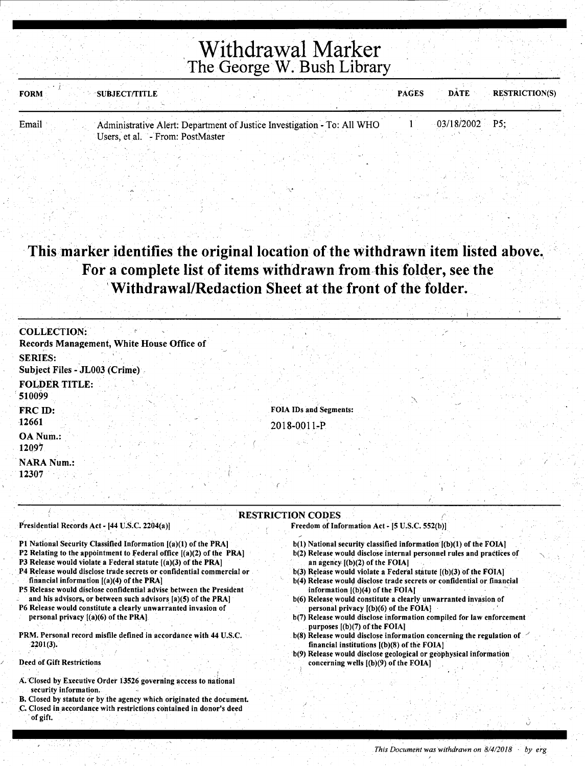# Withdrawal Marker
## The George W. Bush Library

| FORM | SUBJECT/TITLE | PAGES | DATE | RESTRICTION(S) |
|---|---|---|---|---|
| Email | Administrative Alert: Department of Justice Investigation - To: All WHO Users, et al. - From: PostMaster | 1 | 03/18/2002 | P5; |

**This marker identifies the original location of the withdrawn item listed above. For a complete list of items withdrawn from this folder, see the Withdrawal/Redaction Sheet at the front of the folder.**

**COLLECTION:**
Records Management, White House Office of

**SERIES:**
Subject Files - JL003 (Crime)

**FOLDER TITLE:**
510099

**FRC ID:**
12661

**OA Num.:**
12097

**NARA Num.:**
12307

**FOIA IDs and Segments:**
2018-0011-P

### RESTRICTION CODES

**Presidential Records Act - [44 U.S.C. 2204(a)]**

- P1 National Security Classified Information [(a)(1) of the PRA]
- P2 Relating to the appointment to Federal office [(a)(2) of the PRA]
- P3 Release would violate a Federal statute [(a)(3) of the PRA]
- P4 Release would disclose trade secrets or confidential commercial or financial information [(a)(4) of the PRA]
- P5 Release would disclose confidential advise between the President and his advisors, or between such advisors [a)(5) of the PRA]
- P6 Release would constitute a clearly unwarranted invasion of personal privacy [(a)(6) of the PRA]

PRM. Personal record misfile defined in accordance with 44 U.S.C. 2201(3).

**Deed of Gift Restrictions**

- A. Closed by Executive Order 13526 governing access to national security information.
- B. Closed by statute or by the agency which originated the document.
- C. Closed in accordance with restrictions contained in donor's deed of gift.

**Freedom of Information Act - [5 U.S.C. 552(b)]**

- b(1) National security classified information [(b)(1) of the FOIA]
- b(2) Release would disclose internal personnel rules and practices of an agency [(b)(2) of the FOIA]
- b(3) Release would violate a Federal statute [(b)(3) of the FOIA]
- b(4) Release would disclose trade secrets or confidential or financial information [(b)(4) of the FOIA]
- b(6) Release would constitute a clearly unwarranted invasion of personal privacy [(b)(6) of the FOIA]
- b(7) Release would disclose information compiled for law enforcement purposes [(b)(7) of the FOIA]
- b(8) Release would disclose information concerning the regulation of financial institutions [(b)(8) of the FOIA]
- b(9) Release would disclose geological or geophysical information concerning wells [(b)(9) of the FOIA]

*This Document was withdrawn on 8/4/2018 by erg*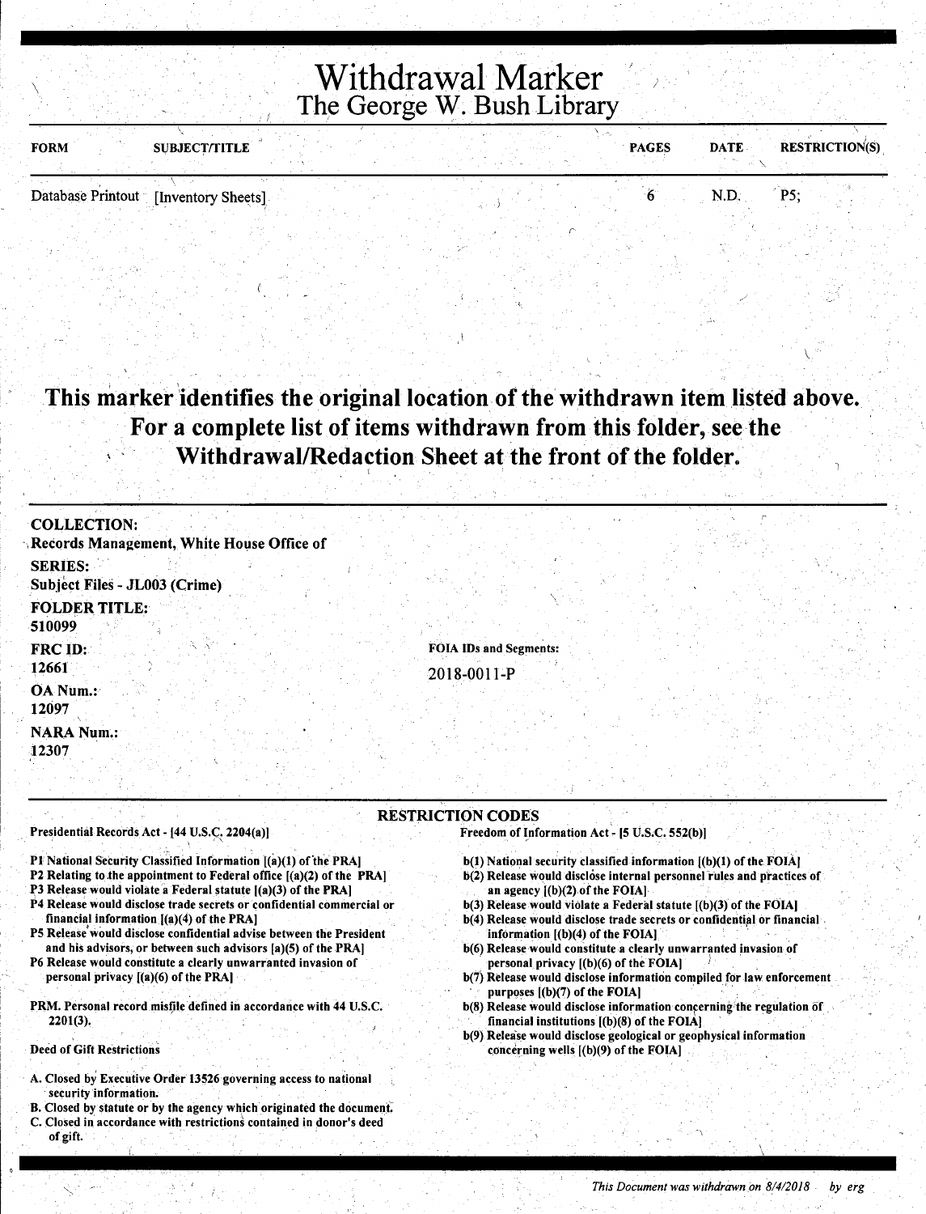# Withdrawal Marker
## The George W. Bush Library

| FORM | SUBJECT/TITLE | PAGES | DATE | RESTRICTION(S) |
|---|---|---|---|---|
| Database Printout | [Inventory Sheets] | 6 | N.D. | P5; |

**This marker identifies the original location of the withdrawn item listed above. For a complete list of items withdrawn from this folder, see the Withdrawal/Redaction Sheet at the front of the folder.**

**COLLECTION:**
Records Management, White House Office of

**SERIES:**
Subject Files - JL003 (Crime)

**FOLDER TITLE:**
510099

**FRC ID:**
12661

**OA Num.:**
12097

**NARA Num.:**
12307

**FOIA IDs and Segments:**
2018-0011-P

### RESTRICTION CODES

**Presidential Records Act - [44 U.S.C. 2204(a)]**

- P1 National Security Classified Information [(a)(1) of the PRA]
- P2 Relating to the appointment to Federal office [(a)(2) of the PRA]
- P3 Release would violate a Federal statute [(a)(3) of the PRA]
- P4 Release would disclose trade secrets or confidential commercial or financial information [(a)(4) of the PRA]
- P5 Release would disclose confidential advise between the President and his advisors, or between such advisors [a)(5) of the PRA]
- P6 Release would constitute a clearly unwarranted invasion of personal privacy [(a)(6) of the PRA]

PRM. Personal record misfile defined in accordance with 44 U.S.C. 2201(3).

**Deed of Gift Restrictions**

- A. Closed by Executive Order 13526 governing access to national security information.
- B. Closed by statute or by the agency which originated the document.
- C. Closed in accordance with restrictions contained in donor's deed of gift.

**Freedom of Information Act - [5 U.S.C. 552(b)]**

- b(1) National security classified information [(b)(1) of the FOIA]
- b(2) Release would disclose internal personnel rules and practices of an agency [(b)(2) of the FOIA]
- b(3) Release would violate a Federal statute [(b)(3) of the FOIA]
- b(4) Release would disclose trade secrets or confidential or financial information [(b)(4) of the FOIA]
- b(6) Release would constitute a clearly unwarranted invasion of personal privacy [(b)(6) of the FOIA]
- b(7) Release would disclose information compiled for law enforcement purposes [(b)(7) of the FOIA]
- b(8) Release would disclose information concerning the regulation of financial institutions [(b)(8) of the FOIA]
- b(9) Release would disclose geological or geophysical information concerning wells [(b)(9) of the FOIA]

*This Document was withdrawn on 8/4/2018 by erg*